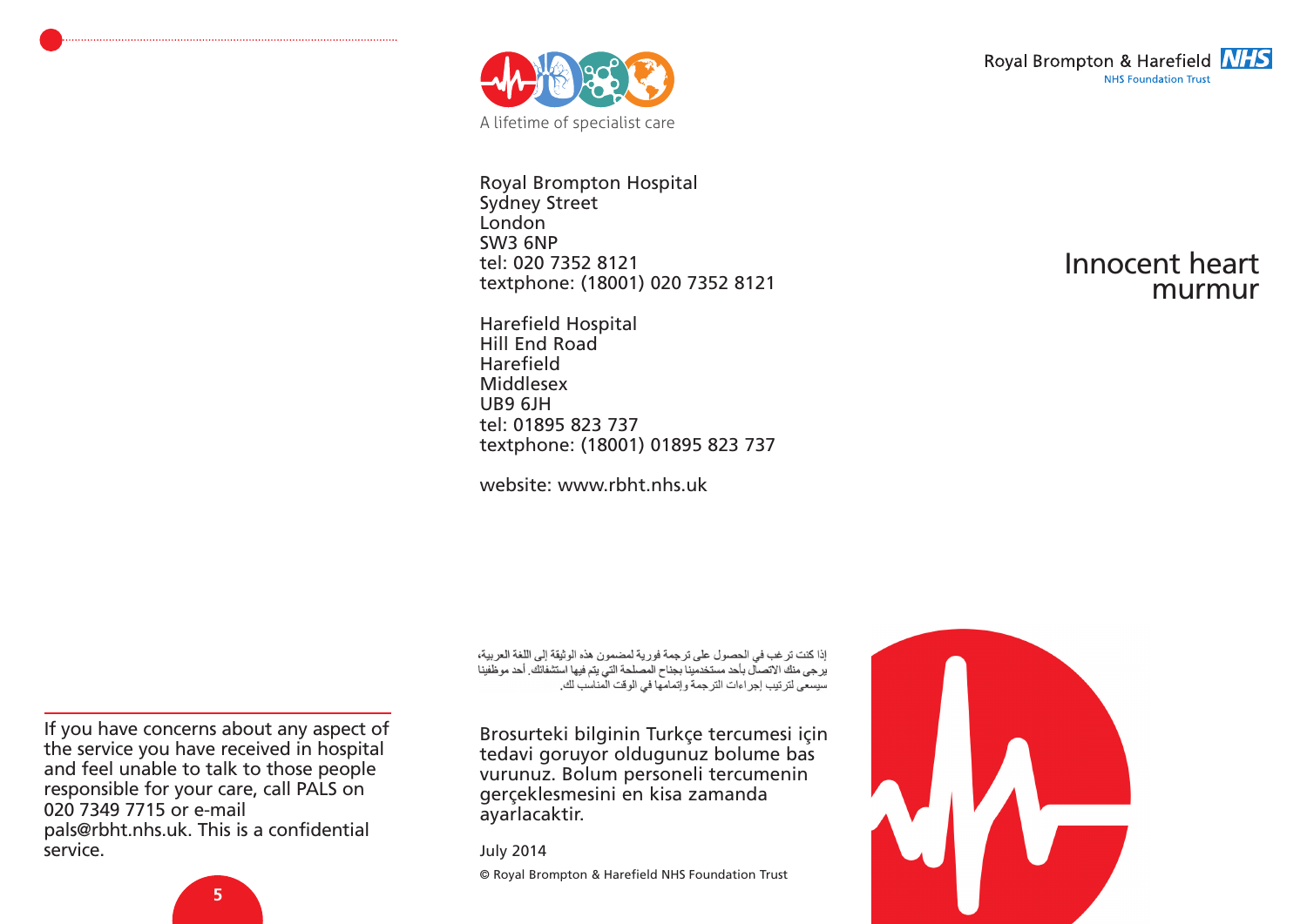A lifetime of specialist care

Royal Brompton & Harefield NHS Foundation Trust

# Innocent heart murmur

Royal Brompton Hospital
Sydney Street
London
SW3 6NP
tel: 020 7352 8121
textphone: (18001) 020 7352 8121

Harefield Hospital
Hill End Road
Harefield
Middlesex
UB9 6JH
tel: 01895 823 737
textphone: (18001) 01895 823 737

website: www.rbht.nhs.uk

If you have concerns about any aspect of the service you have received in hospital and feel unable to talk to those people responsible for your care, call PALS on 020 7349 7715 or e-mail pals@rbht.nhs.uk. This is a confidential service.

إذا كنت ترغب في الحصول على ترجمة فورية لمضمون هذه الوثيقة إلى اللغة العربية، يرجى منك الاتصال بأحد مستخدمينا بجناح المصلحة التي يتم فيها استشفائك. أحد موظفينا سيسعى لترتيب إجراءات الترجمة وإتمامها في الوقت المناسب لك.

Brosurteki bilginin Turkçe tercumesi için tedavi goruyor oldugunuz bolume bas vurunuz. Bolum personeli tercumenin gerçeklesmesini en kisa zamanda ayarlacaktir.

July 2014

© Royal Brompton & Harefield NHS Foundation Trust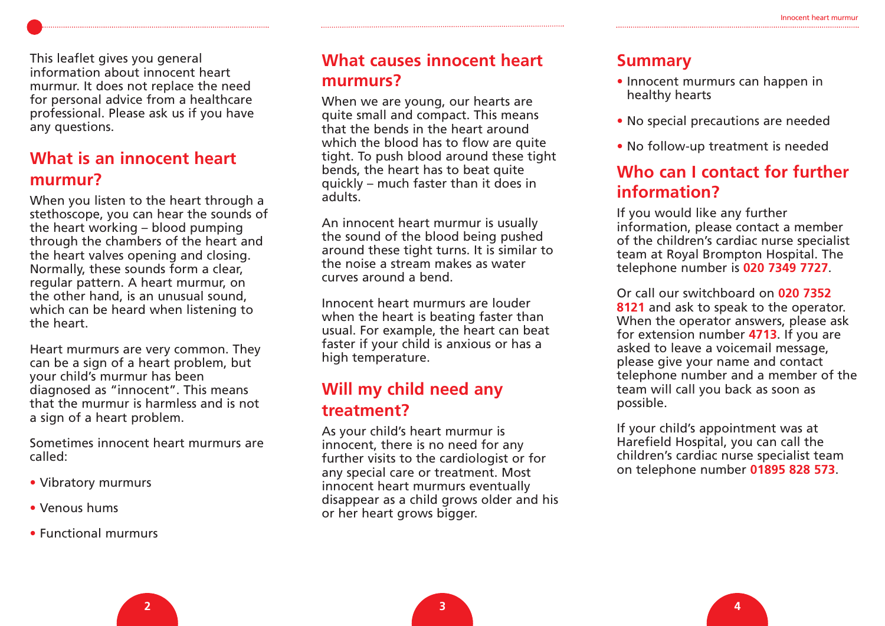This leaflet gives you general information about innocent heart murmur. It does not replace the need for personal advice from a healthcare professional. Please ask us if you have any questions.

## What is an innocent heart murmur?

When you listen to the heart through a stethoscope, you can hear the sounds of the heart working – blood pumping through the chambers of the heart and the heart valves opening and closing. Normally, these sounds form a clear, regular pattern. A heart murmur, on the other hand, is an unusual sound, which can be heard when listening to the heart.

Heart murmurs are very common. They can be a sign of a heart problem, but your child's murmur has been diagnosed as "innocent". This means that the murmur is harmless and is not a sign of a heart problem.

Sometimes innocent heart murmurs are called:

- Vibratory murmurs
- Venous hums
- Functional murmurs

## What causes innocent heart murmurs?

When we are young, our hearts are quite small and compact. This means that the bends in the heart around which the blood has to flow are quite tight. To push blood around these tight bends, the heart has to beat quite quickly – much faster than it does in adults.

An innocent heart murmur is usually the sound of the blood being pushed around these tight turns. It is similar to the noise a stream makes as water curves around a bend.

Innocent heart murmurs are louder when the heart is beating faster than usual. For example, the heart can beat faster if your child is anxious or has a high temperature.

## Will my child need any treatment?

As your child's heart murmur is innocent, there is no need for any further visits to the cardiologist or for any special care or treatment. Most innocent heart murmurs eventually disappear as a child grows older and his or her heart grows bigger.

## Summary

- Innocent murmurs can happen in healthy hearts
- No special precautions are needed
- No follow-up treatment is needed

## Who can I contact for further information?

If you would like any further information, please contact a member of the children's cardiac nurse specialist team at Royal Brompton Hospital. The telephone number is **020 7349 7727**.

Or call our switchboard on **020 7352 8121** and ask to speak to the operator. When the operator answers, please ask for extension number **4713**. If you are asked to leave a voicemail message, please give your name and contact telephone number and a member of the team will call you back as soon as possible.

If your child's appointment was at Harefield Hospital, you can call the children's cardiac nurse specialist team on telephone number **01895 828 573**.